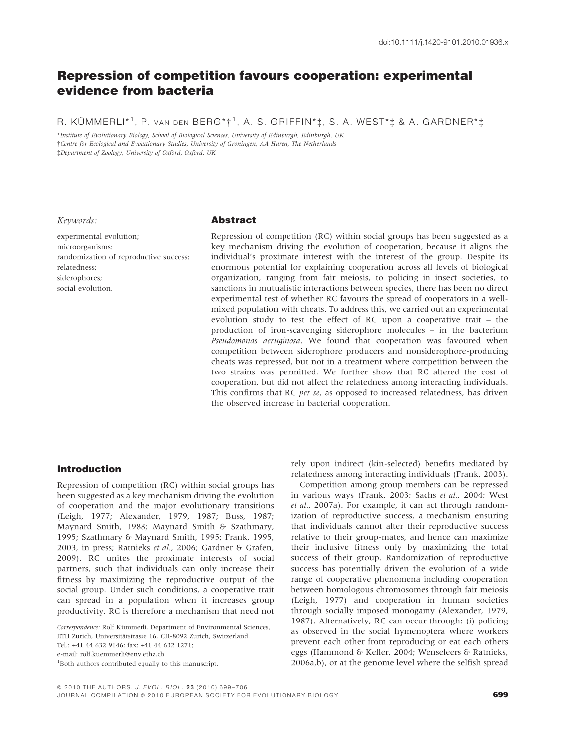doi:10.1111/j.1420-9101.2010.01936.x

# Repression of competition favours cooperation: experimental evidence from bacteria

R. KÜMMERLI*[1], P. VAN DEN BERG*†[1], A. S. GRIFFIN*‡, S. A. WEST*‡ & A. GARDNER*‡

*Institute of Evolutionary Biology, School of Biological Sciences, University of Edinburgh, Edinburgh, UK
†Centre for Ecological and Evolutionary Studies, University of Groningen, AA Haren, The Netherlands
‡Department of Zoology, University of Oxford, Oxford, UK

*Keywords:*

experimental evolution;
microorganisms;
randomization of reproductive success;
relatedness;
siderophores;
social evolution.

## Abstract

Repression of competition (RC) within social groups has been suggested as a key mechanism driving the evolution of cooperation, because it aligns the individual's proximate interest with the interest of the group. Despite its enormous potential for explaining cooperation across all levels of biological organization, ranging from fair meiosis, to policing in insect societies, to sanctions in mutualistic interactions between species, there has been no direct experimental test of whether RC favours the spread of cooperators in a well-mixed population with cheats. To address this, we carried out an experimental evolution study to test the effect of RC upon a cooperative trait – the production of iron-scavenging siderophore molecules – in the bacterium *Pseudomonas aeruginosa*. We found that cooperation was favoured when competition between siderophore producers and nonsiderophore-producing cheats was repressed, but not in a treatment where competition between the two strains was permitted. We further show that RC altered the cost of cooperation, but did not affect the relatedness among interacting individuals. This confirms that RC *per se*, as opposed to increased relatedness, has driven the observed increase in bacterial cooperation.

## Introduction

Repression of competition (RC) within social groups has been suggested as a key mechanism driving the evolution of cooperation and the major evolutionary transitions (Leigh, 1977; Alexander, 1979, 1987; Buss, 1987; Maynard Smith, 1988; Maynard Smith & Szathmary, 1995; Szathmary & Maynard Smith, 1995; Frank, 1995, 2003, in press; Ratnieks *et al*., 2006; Gardner & Grafen, 2009). RC unites the proximate interests of social partners, such that individuals can only increase their fitness by maximizing the reproductive output of the social group. Under such conditions, a cooperative trait can spread in a population when it increases group productivity. RC is therefore a mechanism that need not rely upon indirect (kin-selected) benefits mediated by relatedness among interacting individuals (Frank, 2003).

Competition among group members can be repressed in various ways (Frank, 2003; Sachs *et al*., 2004; West *et al*., 2007a). For example, it can act through randomization of reproductive success, a mechanism ensuring that individuals cannot alter their reproductive success relative to their group-mates, and hence can maximize their inclusive fitness only by maximizing the total success of their group. Randomization of reproductive success has potentially driven the evolution of a wide range of cooperative phenomena including cooperation between homologous chromosomes through fair meiosis (Leigh, 1977) and cooperation in human societies through socially imposed monogamy (Alexander, 1979, 1987). Alternatively, RC can occur through: (i) policing as observed in the social hymenoptera where workers prevent each other from reproducing or eat each others eggs (Hammond & Keller, 2004; Wenseleers & Ratnieks, 2006a,b), or at the genome level where the selfish spread

Correspondence: Rolf Kümmerli, Department of Environmental Sciences, ETH Zurich, Universitätstrasse 16, CH-8092 Zurich, Switzerland.
Tel.: +41 44 632 9146; fax: +41 44 632 1271;
e-mail: rolf.kuemmerli@env.ethz.ch

[1]Both authors contributed equally to this manuscript.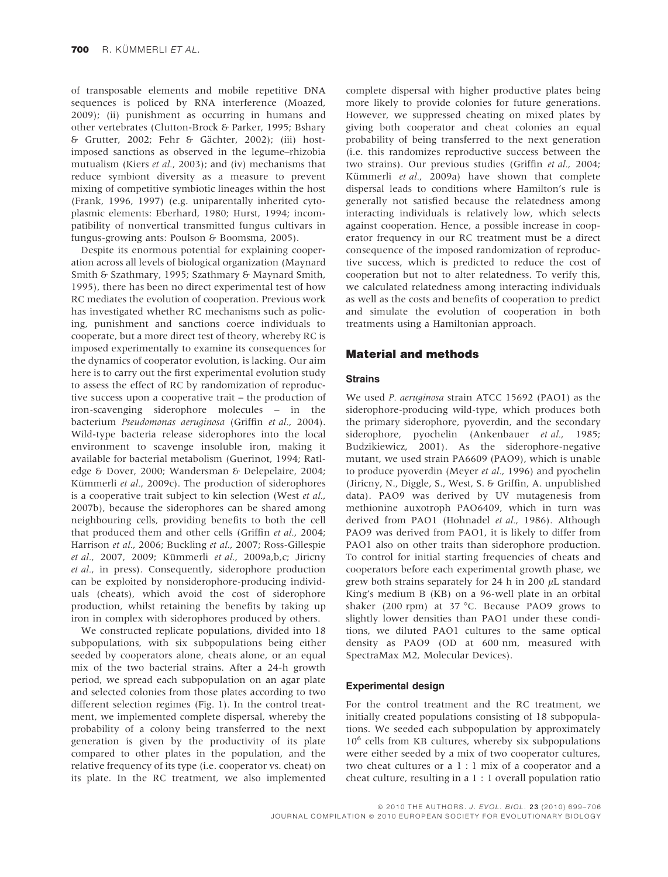of transposable elements and mobile repetitive DNA sequences is policed by RNA interference (Moazed, 2009); (ii) punishment as occurring in humans and other vertebrates (Clutton-Brock & Parker, 1995; Bshary & Grutter, 2002; Fehr & Gächter, 2002); (iii) host-imposed sanctions as observed in the legume–rhizobia mutualism (Kiers *et al.*, 2003); and (iv) mechanisms that reduce symbiont diversity as a measure to prevent mixing of competitive symbiotic lineages within the host (Frank, 1996, 1997) (e.g. uniparentally inherited cytoplasmic elements: Eberhard, 1980; Hurst, 1994; incompatibility of nonvertical transmitted fungus cultivars in fungus-growing ants: Poulson & Boomsma, 2005).

Despite its enormous potential for explaining cooperation across all levels of biological organization (Maynard Smith & Szathmary, 1995; Szathmary & Maynard Smith, 1995), there has been no direct experimental test of how RC mediates the evolution of cooperation. Previous work has investigated whether RC mechanisms such as policing, punishment and sanctions coerce individuals to cooperate, but a more direct test of theory, whereby RC is imposed experimentally to examine its consequences for the dynamics of cooperator evolution, is lacking. Our aim here is to carry out the first experimental evolution study to assess the effect of RC by randomization of reproductive success upon a cooperative trait – the production of iron-scavenging siderophore molecules – in the bacterium *Pseudomonas aeruginosa* (Griffin *et al.*, 2004). Wild-type bacteria release siderophores into the local environment to scavenge insoluble iron, making it available for bacterial metabolism (Guerinot, 1994; Ratledge & Dover, 2000; Wandersman & Delepelaire, 2004; Kümmerli *et al.*, 2009c). The production of siderophores is a cooperative trait subject to kin selection (West *et al.*, 2007b), because the siderophores can be shared among neighbouring cells, providing benefits to both the cell that produced them and other cells (Griffin *et al.*, 2004; Harrison *et al.*, 2006; Buckling *et al.*, 2007; Ross-Gillespie *et al.*, 2007, 2009; Kümmerli *et al.*, 2009a,b,c; Jiricny *et al.*, in press). Consequently, siderophore production can be exploited by nonsiderophore-producing individuals (cheats), which avoid the cost of siderophore production, whilst retaining the benefits by taking up iron in complex with siderophores produced by others.

We constructed replicate populations, divided into 18 subpopulations, with six subpopulations being either seeded by cooperators alone, cheats alone, or an equal mix of the two bacterial strains. After a 24-h growth period, we spread each subpopulation on an agar plate and selected colonies from those plates according to two different selection regimes (Fig. 1). In the control treatment, we implemented complete dispersal, whereby the probability of a colony being transferred to the next generation is given by the productivity of its plate compared to other plates in the population, and the relative frequency of its type (i.e. cooperator vs. cheat) on its plate. In the RC treatment, we also implemented complete dispersal with higher productive plates being more likely to provide colonies for future generations. However, we suppressed cheating on mixed plates by giving both cooperator and cheat colonies an equal probability of being transferred to the next generation (i.e. this randomizes reproductive success between the two strains). Our previous studies (Griffin *et al.*, 2004; Kümmerli *et al.*, 2009a) have shown that complete dispersal leads to conditions where Hamilton's rule is generally not satisfied because the relatedness among interacting individuals is relatively low, which selects against cooperation. Hence, a possible increase in cooperator frequency in our RC treatment must be a direct consequence of the imposed randomization of reproductive success, which is predicted to reduce the cost of cooperation but not to alter relatedness. To verify this, we calculated relatedness among interacting individuals as well as the costs and benefits of cooperation to predict and simulate the evolution of cooperation in both treatments using a Hamiltonian approach.

## Material and methods

### Strains

We used *P. aeruginosa* strain ATCC 15692 (PAO1) as the siderophore-producing wild-type, which produces both the primary siderophore, pyoverdin, and the secondary siderophore, pyochelin (Ankenbauer *et al.*, 1985; Budzikiewicz, 2001). As the siderophore-negative mutant, we used strain PA6609 (PAO9), which is unable to produce pyoverdin (Meyer *et al.*, 1996) and pyochelin (Jiricny, N., Diggle, S., West, S. & Griffin, A. unpublished data). PAO9 was derived by UV mutagenesis from methionine auxotroph PAO6409, which in turn was derived from PAO1 (Hohnadel *et al.*, 1986). Although PAO9 was derived from PAO1, it is likely to differ from PAO1 also on other traits than siderophore production. To control for initial starting frequencies of cheats and cooperators before each experimental growth phase, we grew both strains separately for 24 h in 200 $\mu$L standard King's medium B (KB) on a 96-well plate in an orbital shaker (200 rpm) at 37 °C. Because PAO9 grows to slightly lower densities than PAO1 under these conditions, we diluted PAO1 cultures to the same optical density as PAO9 (OD at 600 nm, measured with SpectraMax M2, Molecular Devices).

### Experimental design

For the control treatment and the RC treatment, we initially created populations consisting of 18 subpopulations. We seeded each subpopulation by approximately $10^6$ cells from KB cultures, whereby six subpopulations were either seeded by a mix of two cooperator cultures, two cheat cultures or a 1 : 1 mix of a cooperator and a cheat culture, resulting in a 1 : 1 overall population ratio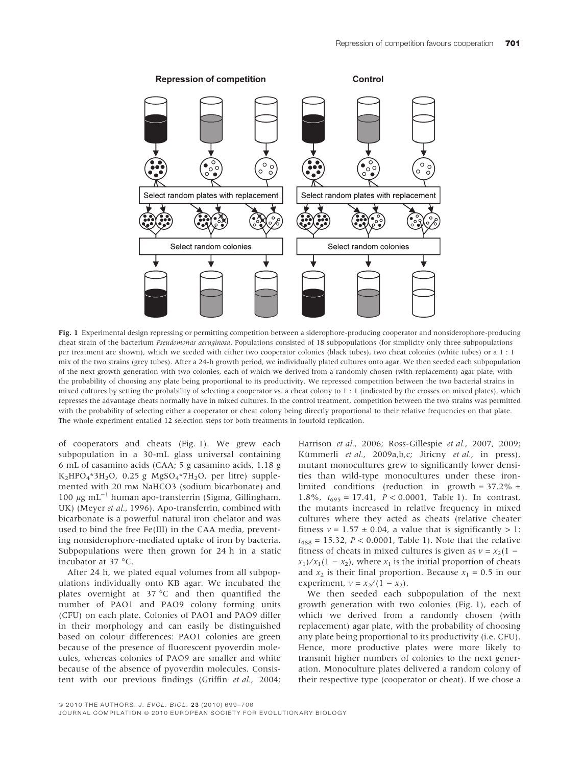Fig. 1 Experimental design repressing or permitting competition between a siderophore-producing cooperator and nonsiderophore-producing cheat strain of the bacterium *Pseudomonas aeruginosa*. Populations consisted of 18 subpopulations (for simplicity only three subpopulations per treatment are shown), which we seeded with either two cooperator colonies (black tubes), two cheat colonies (white tubes) or a 1 : 1 mix of the two strains (grey tubes). After a 24-h growth period, we individually plated cultures onto agar. We then seeded each subpopulation of the next growth generation with two colonies, each of which we derived from a randomly chosen (with replacement) agar plate, with the probability of choosing any plate being proportional to its productivity. We repressed competition between the two bacterial strains in mixed cultures by setting the probability of selecting a cooperator vs. a cheat colony to 1 : 1 (indicated by the crosses on mixed plates), which represses the advantage cheats normally have in mixed cultures. In the control treatment, competition between the two strains was permitted with the probability of selecting either a cooperator or cheat colony being directly proportional to their relative frequencies on that plate. The whole experiment entailed 12 selection steps for both treatments in fourfold replication.

of cooperators and cheats (Fig. 1). We grew each subpopulation in a 30-mL glass universal containing 6 mL of casamino acids (CAA; 5 g casamino acids, 1.18 g $K_2HPO_4*3H_2O$, 0.25 g $MgSO_4*7H_2O$, per litre) supplemented with 20 mM NaHCO3 (sodium bicarbonate) and 100 $\mu$g mL$^{-1}$ human apo-transferrin (Sigma, Gillingham, UK) (Meyer *et al.*, 1996). Apo-transferrin, combined with bicarbonate is a powerful natural iron chelator and was used to bind the free Fe(III) in the CAA media, preventing nonsiderophore-mediated uptake of iron by bacteria. Subpopulations were then grown for 24 h in a static incubator at 37 °C.

After 24 h, we plated equal volumes from all subpopulations individually onto KB agar. We incubated the plates overnight at 37 °C and then quantified the number of PAO1 and PAO9 colony forming units (CFU) on each plate. Colonies of PAO1 and PAO9 differ in their morphology and can easily be distinguished based on colour differences: PAO1 colonies are green because of the presence of fluorescent pyoverdin molecules, whereas colonies of PAO9 are smaller and white because of the absence of pyoverdin molecules. Consistent with our previous findings (Griffin *et al.*, 2004; Harrison *et al.*, 2006; Ross-Gillespie *et al.*, 2007, 2009; Kümmerli *et al.*, 2009a,b,c; Jiricny *et al.*, in press), mutant monocultures grew to significantly lower densities than wild-type monocultures under these iron-limited conditions (reduction in growth = 37.2% ± 1.8%, $t_{695} = 17.41$, $P < 0.0001$, Table 1). In contrast, the mutants increased in relative frequency in mixed cultures where they acted as cheats (relative cheater fitness $v = 1.57 \pm 0.04$, a value that is significantly > 1: $t_{488} = 15.32$, $P < 0.0001$, Table 1). Note that the relative fitness of cheats in mixed cultures is given as $v = x_2(1 - x_1)/x_1(1 - x_2)$, where $x_1$ is the initial proportion of cheats and $x_2$ is their final proportion. Because $x_1 = 0.5$ in our experiment, $v = x_2/(1 - x_2)$.

We then seeded each subpopulation of the next growth generation with two colonies (Fig. 1), each of which we derived from a randomly chosen (with replacement) agar plate, with the probability of choosing any plate being proportional to its productivity (i.e. CFU). Hence, more productive plates were more likely to transmit higher numbers of colonies to the next generation. Monoculture plates delivered a random colony of their respective type (cooperator or cheat). If we chose a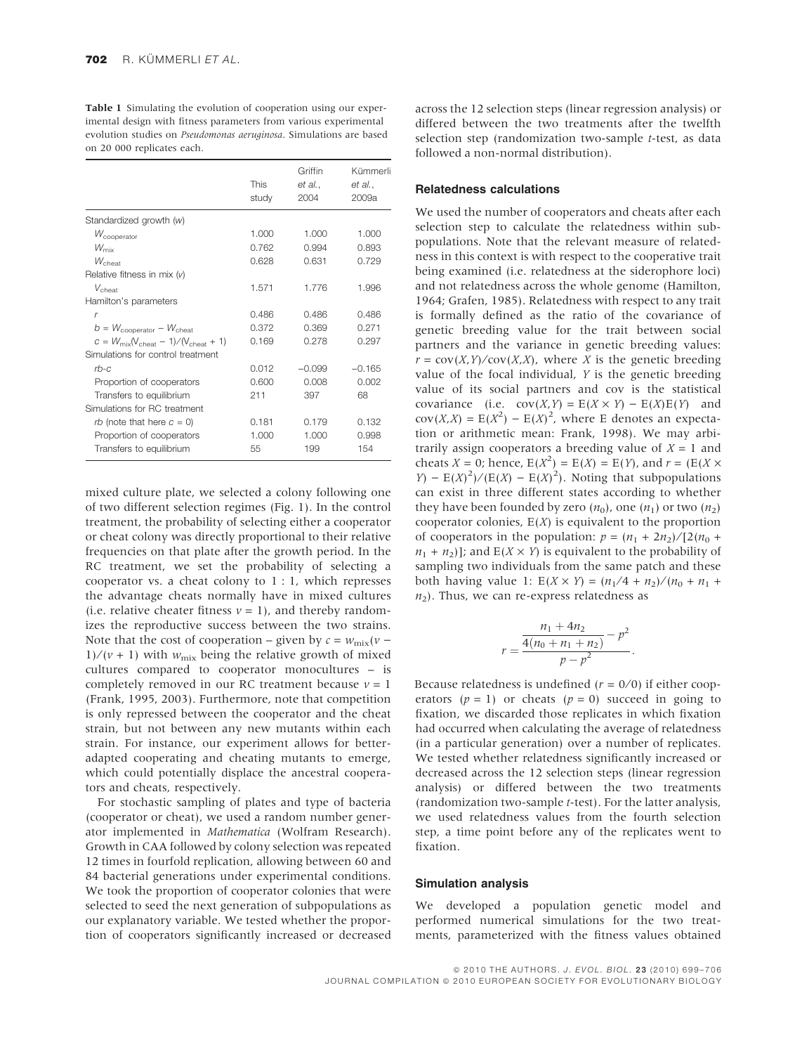**Table 1** Simulating the evolution of cooperation using our experimental design with fitness parameters from various experimental evolution studies on *Pseudomonas aeruginosa*. Simulations are based on 20 000 replicates each.

| | This study | Griffin *et al.*, 2004 | Kümmerli *et al.*, 2009a |
|---|---|---|---|
| Standardized growth ($w$) | | | |
| $W_{cooperator}$ | 1.000 | 1.000 | 1.000 |
| $W_{mix}$ | 0.762 | 0.994 | 0.893 |
| $W_{cheat}$ | 0.628 | 0.631 | 0.729 |
| Relative fitness in mix ($v$) | | | |
| $V_{cheat}$ | 1.571 | 1.776 | 1.996 |
| Hamilton's parameters | | | |
| $r$ | 0.486 | 0.486 | 0.486 |
| $b = W_{cooperator} - W_{cheat}$ | 0.372 | 0.369 | 0.271 |
| $c = W_{mix}(V_{cheat} - 1)/(V_{cheat} + 1)$ | 0.169 | 0.278 | 0.297 |
| Simulations for control treatment | | | |
| $rb$-$c$ | 0.012 | −0.099 | −0.165 |
| Proportion of cooperators | 0.600 | 0.008 | 0.002 |
| Transfers to equilibrium | 211 | 397 | 68 |
| Simulations for RC treatment | | | |
| $rb$ (note that here $c = 0$) | 0.181 | 0.179 | 0.132 |
| Proportion of cooperators | 1.000 | 1.000 | 0.998 |
| Transfers to equilibrium | 55 | 199 | 154 |

mixed culture plate, we selected a colony following one of two different selection regimes (Fig. 1). In the control treatment, the probability of selecting either a cooperator or cheat colony was directly proportional to their relative frequencies on that plate after the growth period. In the RC treatment, we set the probability of selecting a cooperator vs. a cheat colony to 1 : 1, which represses the advantage cheats normally have in mixed cultures (i.e. relative cheater fitness $v = 1$), and thereby randomizes the reproductive success between the two strains. Note that the cost of cooperation – given by $c = w_{mix}(v - 1)/(v + 1)$ with $w_{mix}$ being the relative growth of mixed cultures compared to cooperator monocultures – is completely removed in our RC treatment because $v = 1$ (Frank, 1995, 2003). Furthermore, note that competition is only repressed between the cooperator and the cheat strain, but not between any new mutants within each strain. For instance, our experiment allows for better-adapted cooperating and cheating mutants to emerge, which could potentially displace the ancestral cooperators and cheats, respectively.

For stochastic sampling of plates and type of bacteria (cooperator or cheat), we used a random number generator implemented in *Mathematica* (Wolfram Research). Growth in CAA followed by colony selection was repeated 12 times in fourfold replication, allowing between 60 and 84 bacterial generations under experimental conditions. We took the proportion of cooperator colonies that were selected to seed the next generation of subpopulations as our explanatory variable. We tested whether the proportion of cooperators significantly increased or decreased across the 12 selection steps (linear regression analysis) or differed between the two treatments after the twelfth selection step (randomization two-sample $t$-test, as data followed a non-normal distribution).

### Relatedness calculations

We used the number of cooperators and cheats after each selection step to calculate the relatedness within subpopulations. Note that the relevant measure of relatedness in this context is with respect to the cooperative trait being examined (i.e. relatedness at the siderophore loci) and not relatedness across the whole genome (Hamilton, 1964; Grafen, 1985). Relatedness with respect to any trait is formally defined as the ratio of the covariance of genetic breeding value for the trait between social partners and the variance in genetic breeding values: $r = \text{cov}(X,Y)/\text{cov}(X,X)$, where $X$ is the genetic breeding value of the focal individual, $Y$ is the genetic breeding value of its social partners and cov is the statistical covariance (i.e. $\text{cov}(X,Y) = \text{E}(X \times Y) - \text{E}(X)\text{E}(Y)$ and $\text{cov}(X,X) = \text{E}(X^2) - \text{E}(X)^2$, where E denotes an expectation or arithmetic mean: Frank, 1998). We may arbitrarily assign cooperators a breeding value of $X = 1$ and cheats $X = 0$; hence, $\text{E}(X^2) = \text{E}(X) = \text{E}(Y)$, and $r = (\text{E}(X \times Y) - \text{E}(X)^2)/(\text{E}(X) - \text{E}(X)^2)$. Noting that subpopulations can exist in three different states according to whether they have been founded by zero ($n_0$), one ($n_1$) or two ($n_2$) cooperator colonies, $\text{E}(X)$ is equivalent to the proportion of cooperators in the population: $p = (n_1 + 2n_2)/[2(n_0 + n_1 + n_2)]$; and $\text{E}(X \times Y)$ is equivalent to the probability of sampling two individuals from the same patch and these both having value 1: $\text{E}(X \times Y) = (n_1/4 + n_2)/(n_0 + n_1 + n_2)$. Thus, we can re-express relatedness as

$$r = \frac{\frac{n_1 + 4n_2}{4(n_0 + n_1 + n_2)} - p^2}{p - p^2}.$$

Because relatedness is undefined ($r = 0/0$) if either cooperators ($p = 1$) or cheats ($p = 0$) succeed in going to fixation, we discarded those replicates in which fixation had occurred when calculating the average of relatedness (in a particular generation) over a number of replicates. We tested whether relatedness significantly increased or decreased across the 12 selection steps (linear regression analysis) or differed between the two treatments (randomization two-sample $t$-test). For the latter analysis, we used relatedness values from the fourth selection step, a time point before any of the replicates went to fixation.

### Simulation analysis

We developed a population genetic model and performed numerical simulations for the two treatments, parameterized with the fitness values obtained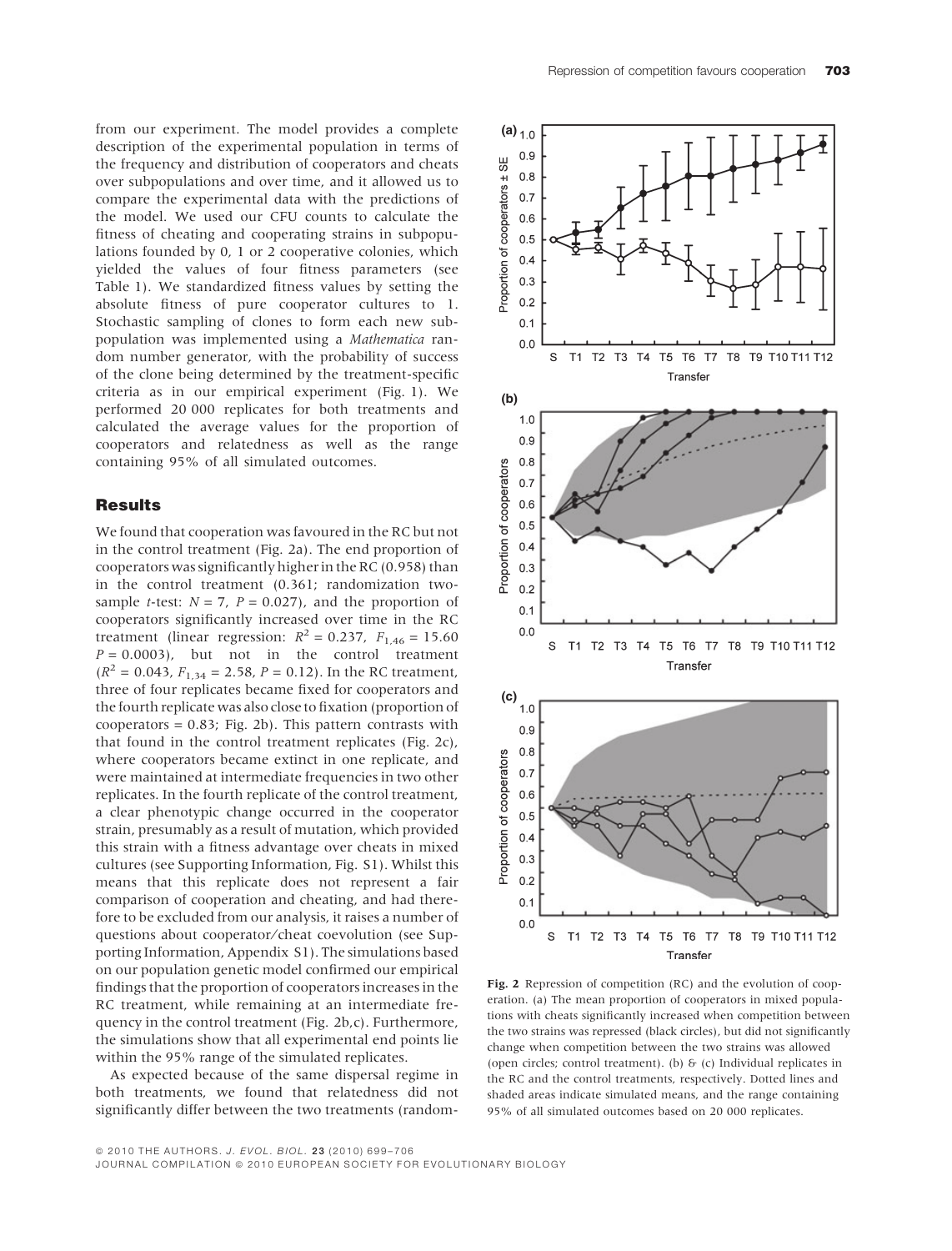from our experiment. The model provides a complete description of the experimental population in terms of the frequency and distribution of cooperators and cheats over subpopulations and over time, and it allowed us to compare the experimental data with the predictions of the model. We used our CFU counts to calculate the fitness of cheating and cooperating strains in subpopulations founded by 0, 1 or 2 cooperative colonies, which yielded the values of four fitness parameters (see Table 1). We standardized fitness values by setting the absolute fitness of pure cooperator cultures to 1. Stochastic sampling of clones to form each new subpopulation was implemented using a *Mathematica* random number generator, with the probability of success of the clone being determined by the treatment-specific criteria as in our empirical experiment (Fig. 1). We performed 20 000 replicates for both treatments and calculated the average values for the proportion of cooperators and relatedness as well as the range containing 95% of all simulated outcomes.

## Results

We found that cooperation was favoured in the RC but not in the control treatment (Fig. 2a). The end proportion of cooperators was significantly higher in the RC (0.958) than in the control treatment (0.361; randomization two-sample *t*-test: $N = 7$, $P = 0.027$), and the proportion of cooperators significantly increased over time in the RC treatment (linear regression: $R^2 = 0.237$, $F_{1,46} = 15.60$ $P = 0.0003$), but not in the control treatment ($R^2 = 0.043$, $F_{1,34} = 2.58$, $P = 0.12$). In the RC treatment, three of four replicates became fixed for cooperators and the fourth replicate was also close to fixation (proportion of cooperators = 0.83; Fig. 2b). This pattern contrasts with that found in the control treatment replicates (Fig. 2c), where cooperators became extinct in one replicate, and were maintained at intermediate frequencies in two other replicates. In the fourth replicate of the control treatment, a clear phenotypic change occurred in the cooperator strain, presumably as a result of mutation, which provided this strain with a fitness advantage over cheats in mixed cultures (see Supporting Information, Fig. S1). Whilst this means that this replicate does not represent a fair comparison of cooperation and cheating, and had therefore to be excluded from our analysis, it raises a number of questions about cooperator/cheat coevolution (see Supporting Information, Appendix S1). The simulations based on our population genetic model confirmed our empirical findings that the proportion of cooperators increases in the RC treatment, while remaining at an intermediate frequency in the control treatment (Fig. 2b,c). Furthermore, the simulations show that all experimental end points lie within the 95% range of the simulated replicates.

As expected because of the same dispersal regime in both treatments, we found that relatedness did not significantly differ between the two treatments (random-

**Fig. 2** Repression of competition (RC) and the evolution of cooperation. (a) The mean proportion of cooperators in mixed populations with cheats significantly increased when competition between the two strains was repressed (black circles), but did not significantly change when competition between the two strains was allowed (open circles; control treatment). (b) & (c) Individual replicates in the RC and the control treatments, respectively. Dotted lines and shaded areas indicate simulated means, and the range containing 95% of all simulated outcomes based on 20 000 replicates.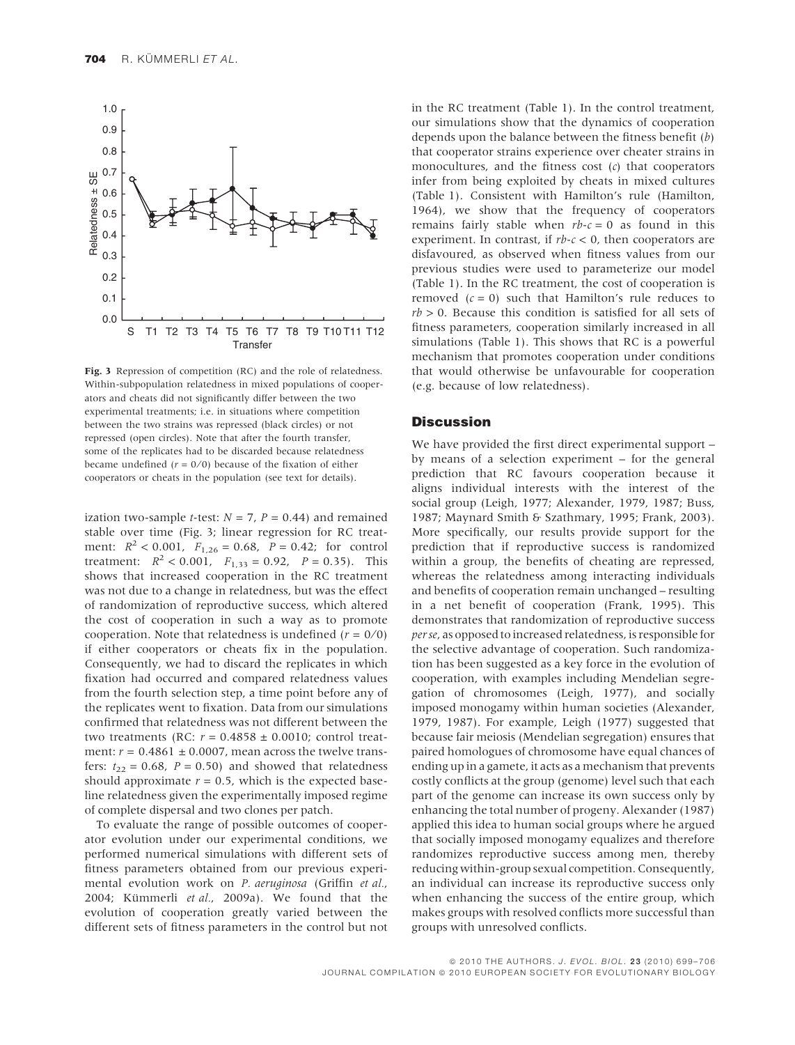**Fig. 3** Repression of competition (RC) and the role of relatedness. Within-subpopulation relatedness in mixed populations of cooperators and cheats did not significantly differ between the two experimental treatments; i.e. in situations where competition between the two strains was repressed (black circles) or not repressed (open circles). Note that after the fourth transfer, some of the replicates had to be discarded because relatedness became undefined ($r = 0/0$) because of the fixation of either cooperators or cheats in the population (see text for details).

ization two-sample *t*-test: $N = 7$, $P = 0.44$) and remained stable over time (Fig. 3; linear regression for RC treatment: $R^2 < 0.001$, $F_{1,26} = 0.68$, $P = 0.42$; for control treatment: $R^2 < 0.001$, $F_{1,33} = 0.92$, $P = 0.35$). This shows that increased cooperation in the RC treatment was not due to a change in relatedness, but was the effect of randomization of reproductive success, which altered the cost of cooperation in such a way as to promote cooperation. Note that relatedness is undefined ($r = 0/0$) if either cooperators or cheats fix in the population. Consequently, we had to discard the replicates in which fixation had occurred and compared relatedness values from the fourth selection step, a time point before any of the replicates went to fixation. Data from our simulations confirmed that relatedness was not different between the two treatments (RC: $r = 0.4858 \pm 0.0010$; control treatment: $r = 0.4861 \pm 0.0007$, mean across the twelve transfers: $t_{22} = 0.68$, $P = 0.50$) and showed that relatedness should approximate $r = 0.5$, which is the expected baseline relatedness given the experimentally imposed regime of complete dispersal and two clones per patch.

To evaluate the range of possible outcomes of cooperator evolution under our experimental conditions, we performed numerical simulations with different sets of fitness parameters obtained from our previous experimental evolution work on *P. aeruginosa* (Griffin *et al.*, 2004; Kümmerli *et al.*, 2009a). We found that the evolution of cooperation greatly varied between the different sets of fitness parameters in the control but not in the RC treatment (Table 1). In the control treatment, our simulations show that the dynamics of cooperation depends upon the balance between the fitness benefit ($b$) that cooperator strains experience over cheater strains in monocultures, and the fitness cost ($c$) that cooperators infer from being exploited by cheats in mixed cultures (Table 1). Consistent with Hamilton's rule (Hamilton, 1964), we show that the frequency of cooperators remains fairly stable when $rb\text{-}c = 0$ as found in this experiment. In contrast, if $rb\text{-}c < 0$, then cooperators are disfavoured, as observed when fitness values from our previous studies were used to parameterize our model (Table 1). In the RC treatment, the cost of cooperation is removed ($c = 0$) such that Hamilton's rule reduces to $rb > 0$. Because this condition is satisfied for all sets of fitness parameters, cooperation similarly increased in all simulations (Table 1). This shows that RC is a powerful mechanism that promotes cooperation under conditions that would otherwise be unfavourable for cooperation (e.g. because of low relatedness).

## Discussion

We have provided the first direct experimental support – by means of a selection experiment – for the general prediction that RC favours cooperation because it aligns individual interests with the interest of the social group (Leigh, 1977; Alexander, 1979, 1987; Buss, 1987; Maynard Smith & Szathmary, 1995; Frank, 2003). More specifically, our results provide support for the prediction that if reproductive success is randomized within a group, the benefits of cheating are repressed, whereas the relatedness among interacting individuals and benefits of cooperation remain unchanged – resulting in a net benefit of cooperation (Frank, 1995). This demonstrates that randomization of reproductive success *per se*, as opposed to increased relatedness, is responsible for the selective advantage of cooperation. Such randomization has been suggested as a key force in the evolution of cooperation, with examples including Mendelian segregation of chromosomes (Leigh, 1977), and socially imposed monogamy within human societies (Alexander, 1979, 1987). For example, Leigh (1977) suggested that because fair meiosis (Mendelian segregation) ensures that paired homologues of chromosome have equal chances of ending up in a gamete, it acts as a mechanism that prevents costly conflicts at the group (genome) level such that each part of the genome can increase its own success only by enhancing the total number of progeny. Alexander (1987) applied this idea to human social groups where he argued that socially imposed monogamy equalizes and therefore randomizes reproductive success among men, thereby reducing within-group sexual competition. Consequently, an individual can increase its reproductive success only when enhancing the success of the entire group, which makes groups with resolved conflicts more successful than groups with unresolved conflicts.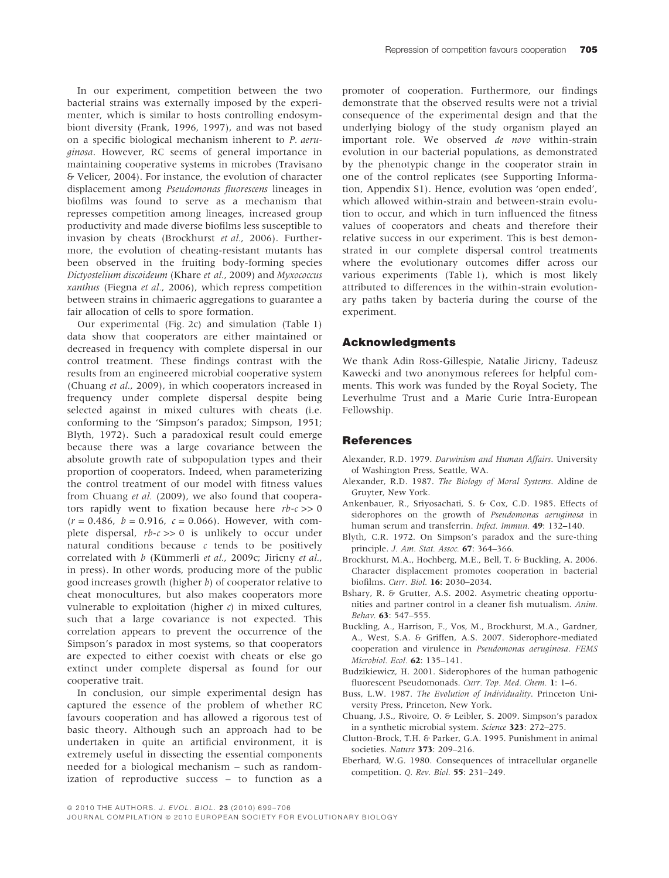In our experiment, competition between the two bacterial strains was externally imposed by the experimenter, which is similar to hosts controlling endosymbiont diversity (Frank, 1996, 1997), and was not based on a specific biological mechanism inherent to *P. aeruginosa*. However, RC seems of general importance in maintaining cooperative systems in microbes (Travisano & Velicer, 2004). For instance, the evolution of character displacement among *Pseudomonas fluorescens* lineages in biofilms was found to serve as a mechanism that represses competition among lineages, increased group productivity and made diverse biofilms less susceptible to invasion by cheats (Brockhurst *et al.*, 2006). Furthermore, the evolution of cheating-resistant mutants has been observed in the fruiting body-forming species *Dictyostelium discoideum* (Khare *et al.*, 2009) and *Myxococcus xanthus* (Fiegna *et al.*, 2006), which repress competition between strains in chimaeric aggregations to guarantee a fair allocation of cells to spore formation.

Our experimental (Fig. 2c) and simulation (Table 1) data show that cooperators are either maintained or decreased in frequency with complete dispersal in our control treatment. These findings contrast with the results from an engineered microbial cooperative system (Chuang *et al.*, 2009), in which cooperators increased in frequency under complete dispersal despite being selected against in mixed cultures with cheats (i.e. conforming to the 'Simpson's paradox; Simpson, 1951; Blyth, 1972). Such a paradoxical result could emerge because there was a large covariance between the absolute growth rate of subpopulation types and their proportion of cooperators. Indeed, when parameterizing the control treatment of our model with fitness values from Chuang *et al.* (2009), we also found that cooperators rapidly went to fixation because here $rb\text{-}c >> 0$ ($r = 0.486$, $b = 0.916$, $c = 0.066$). However, with complete dispersal, $rb\text{-}c >> 0$ is unlikely to occur under natural conditions because $c$ tends to be positively correlated with $b$ (Kümmerli *et al.*, 2009c; Jiricny *et al.*, in press). In other words, producing more of the public good increases growth (higher $b$) of cooperator relative to cheat monocultures, but also makes cooperators more vulnerable to exploitation (higher $c$) in mixed cultures, such that a large covariance is not expected. This correlation appears to prevent the occurrence of the Simpson's paradox in most systems, so that cooperators are expected to either coexist with cheats or else go extinct under complete dispersal as found for our cooperative trait.

In conclusion, our simple experimental design has captured the essence of the problem of whether RC favours cooperation and has allowed a rigorous test of basic theory. Although such an approach had to be undertaken in quite an artificial environment, it is extremely useful in dissecting the essential components needed for a biological mechanism – such as randomization of reproductive success – to function as a promoter of cooperation. Furthermore, our findings demonstrate that the observed results were not a trivial consequence of the experimental design and that the underlying biology of the study organism played an important role. We observed *de novo* within-strain evolution in our bacterial populations, as demonstrated by the phenotypic change in the cooperator strain in one of the control replicates (see Supporting Information, Appendix S1). Hence, evolution was 'open ended', which allowed within-strain and between-strain evolution to occur, and which in turn influenced the fitness values of cooperators and cheats and therefore their relative success in our experiment. This is best demonstrated in our complete dispersal control treatments where the evolutionary outcomes differ across our various experiments (Table 1), which is most likely attributed to differences in the within-strain evolutionary paths taken by bacteria during the course of the experiment.

## Acknowledgments

We thank Adin Ross-Gillespie, Natalie Jiricny, Tadeusz Kawecki and two anonymous referees for helpful comments. This work was funded by the Royal Society, The Leverhulme Trust and a Marie Curie Intra-European Fellowship.

## References

Alexander, R.D. 1979. *Darwinism and Human Affairs*. University of Washington Press, Seattle, WA.

Alexander, R.D. 1987. *The Biology of Moral Systems*. Aldine de Gruyter, New York.

Ankenbauer, R., Sriyosachati, S. & Cox, C.D. 1985. Effects of siderophores on the growth of *Pseudomonas aeruginosa* in human serum and transferrin. *Infect. Immun.* **49**: 132–140.

Blyth, C.R. 1972. On Simpson's paradox and the sure-thing principle. *J. Am. Stat. Assoc.* **67**: 364–366.

Brockhurst, M.A., Hochberg, M.E., Bell, T. & Buckling, A. 2006. Character displacement promotes cooperation in bacterial biofilms. *Curr. Biol.* **16**: 2030–2034.

Bshary, R. & Grutter, A.S. 2002. Asymetric cheating opportunities and partner control in a cleaner fish mutualism. *Anim. Behav.* **63**: 547–555.

Buckling, A., Harrison, F., Vos, M., Brockhurst, M.A., Gardner, A., West, S.A. & Griffen, A.S. 2007. Siderophore-mediated cooperation and virulence in *Pseudomonas aeruginosa*. *FEMS Microbiol. Ecol.* **62**: 135–141.

Budzikiewicz, H. 2001. Siderophores of the human pathogenic fluorescent Pseudomonads. *Curr. Top. Med. Chem.* **1**: 1–6.

Buss, L.W. 1987. *The Evolution of Individuality*. Princeton University Press, Princeton, New York.

Chuang, J.S., Rivoire, O. & Leibler, S. 2009. Simpson's paradox in a synthetic microbial system. *Science* **323**: 272–275.

Clutton-Brock, T.H. & Parker, G.A. 1995. Punishment in animal societies. *Nature* **373**: 209–216.

Eberhard, W.G. 1980. Consequences of intracellular organelle competition. *Q. Rev. Biol.* **55**: 231–249.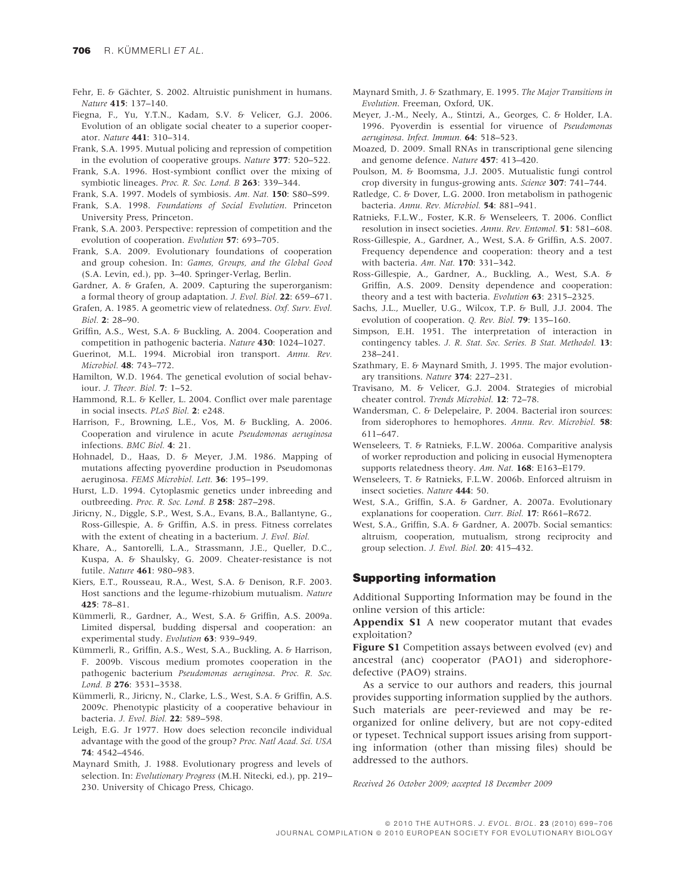Fehr, E. & Gächter, S. 2002. Altruistic punishment in humans. *Nature* **415**: 137–140.

Fiegna, F., Yu, Y.T.N., Kadam, S.V. & Velicer, G.J. 2006. Evolution of an obligate social cheater to a superior cooperator. *Nature* **441**: 310–314.

Frank, S.A. 1995. Mutual policing and repression of competition in the evolution of cooperative groups. *Nature* **377**: 520–522.

Frank, S.A. 1996. Host-symbiont conflict over the mixing of symbiotic lineages. *Proc. R. Soc. Lond. B* **263**: 339–344.

Frank, S.A. 1997. Models of symbiosis. *Am. Nat.* **150**: S80–S99.

Frank, S.A. 1998. *Foundations of Social Evolution*. Princeton University Press, Princeton.

Frank, S.A. 2003. Perspective: repression of competition and the evolution of cooperation. *Evolution* **57**: 693–705.

Frank, S.A. 2009. Evolutionary foundations of cooperation and group cohesion. In: *Games, Groups, and the Global Good* (S.A. Levin, ed.), pp. 3–40. Springer-Verlag, Berlin.

Gardner, A. & Grafen, A. 2009. Capturing the superorganism: a formal theory of group adaptation. *J. Evol. Biol.* **22**: 659–671.

Grafen, A. 1985. A geometric view of relatedness. *Oxf. Surv. Evol. Biol.* **2**: 28–90.

Griffin, A.S., West, S.A. & Buckling, A. 2004. Cooperation and competition in pathogenic bacteria. *Nature* **430**: 1024–1027.

Guerinot, M.L. 1994. Microbial iron transport. *Annu. Rev. Microbiol.* **48**: 743–772.

Hamilton, W.D. 1964. The genetical evolution of social behaviour. *J. Theor. Biol.* **7**: 1–52.

Hammond, R.L. & Keller, L. 2004. Conflict over male parentage in social insects. *PLoS Biol.* **2**: e248.

Harrison, F., Browning, L.E., Vos, M. & Buckling, A. 2006. Cooperation and virulence in acute *Pseudomonas aeruginosa* infections. *BMC Biol.* **4**: 21.

Hohnadel, D., Haas, D. & Meyer, J.M. 1986. Mapping of mutations affecting pyoverdine production in Pseudomonas aeruginosa. *FEMS Microbiol. Lett.* **36**: 195–199.

Hurst, L.D. 1994. Cytoplasmic genetics under inbreeding and outbreeding. *Proc. R. Soc. Lond. B* **258**: 287–298.

Jiricny, N., Diggle, S.P., West, S.A., Evans, B.A., Ballantyne, G., Ross-Gillespie, A. & Griffin, A.S. in press. Fitness correlates with the extent of cheating in a bacterium. *J. Evol. Biol.*

Khare, A., Santorelli, L.A., Strassmann, J.E., Queller, D.C., Kuspa, A. & Shaulsky, G. 2009. Cheater-resistance is not futile. *Nature* **461**: 980–983.

Kiers, E.T., Rousseau, R.A., West, S.A. & Denison, R.F. 2003. Host sanctions and the legume-rhizobium mutualism. *Nature* **425**: 78–81.

Kümmerli, R., Gardner, A., West, S.A. & Griffin, A.S. 2009a. Limited dispersal, budding dispersal and cooperation: an experimental study. *Evolution* **63**: 939–949.

Kümmerli, R., Griffin, A.S., West, S.A., Buckling, A. & Harrison, F. 2009b. Viscous medium promotes cooperation in the pathogenic bacterium *Pseudomonas aeruginosa*. *Proc. R. Soc. Lond. B* **276**: 3531–3538.

Kümmerli, R., Jiricny, N., Clarke, L.S., West, S.A. & Griffin, A.S. 2009c. Phenotypic plasticity of a cooperative behaviour in bacteria. *J. Evol. Biol.* **22**: 589–598.

Leigh, E.G. Jr 1977. How does selection reconcile individual advantage with the good of the group? *Proc. Natl Acad. Sci. USA* **74**: 4542–4546.

Maynard Smith, J. 1988. Evolutionary progress and levels of selection. In: *Evolutionary Progress* (M.H. Nitecki, ed.), pp. 219–230. University of Chicago Press, Chicago.

Maynard Smith, J. & Szathmary, E. 1995. *The Major Transitions in Evolution*. Freeman, Oxford, UK.

Meyer, J.-M., Neely, A., Stintzi, A., Georges, C. & Holder, I.A. 1996. Pyoverdin is essential for viruence of *Pseudomonas aeruginosa*. *Infect. Immun.* **64**: 518–523.

Moazed, D. 2009. Small RNAs in transcriptional gene silencing and genome defence. *Nature* **457**: 413–420.

Poulson, M. & Boomsma, J.J. 2005. Mutualistic fungi control crop diversity in fungus-growing ants. *Science* **307**: 741–744.

Ratledge, C. & Dover, L.G. 2000. Iron metabolism in pathogenic bacteria. *Annu. Rev. Microbiol.* **54**: 881–941.

Ratnieks, F.L.W., Foster, K.R. & Wenseleers, T. 2006. Conflict resolution in insect societies. *Annu. Rev. Entomol.* **51**: 581–608.

Ross-Gillespie, A., Gardner, A., West, S.A. & Griffin, A.S. 2007. Frequency dependence and cooperation: theory and a test with bacteria. *Am. Nat.* **170**: 331–342.

Ross-Gillespie, A., Gardner, A., Buckling, A., West, S.A. & Griffin, A.S. 2009. Density dependence and cooperation: theory and a test with bacteria. *Evolution* **63**: 2315–2325.

Sachs, J.L., Mueller, U.G., Wilcox, T.P. & Bull, J.J. 2004. The evolution of cooperation. *Q. Rev. Biol.* **79**: 135–160.

Simpson, E.H. 1951. The interpretation of interaction in contingency tables. *J. R. Stat. Soc. Series. B Stat. Methodol.* **13**: 238–241.

Szathmary, E. & Maynard Smith, J. 1995. The major evolutionary transitions. *Nature* **374**: 227–231.

Travisano, M. & Velicer, G.J. 2004. Strategies of microbial cheater control. *Trends Microbiol.* **12**: 72–78.

Wandersman, C. & Delepelaire, P. 2004. Bacterial iron sources: from siderophores to hemophores. *Annu. Rev. Microbiol.* **58**: 611–647.

Wenseleers, T. & Ratnieks, F.L.W. 2006a. Comparitive analysis of worker reproduction and policing in eusocial Hymenoptera supports relatedness theory. *Am. Nat.* **168**: E163–E179.

Wenseleers, T. & Ratnieks, F.L.W. 2006b. Enforced altruism in insect societies. *Nature* **444**: 50.

West, S.A., Griffin, S.A. & Gardner, A. 2007a. Evolutionary explanations for cooperation. *Curr. Biol.* **17**: R661–R672.

West, S.A., Griffin, S.A. & Gardner, A. 2007b. Social semantics: altruism, cooperation, mutualism, strong reciprocity and group selection. *J. Evol. Biol.* **20**: 415–432.

## Supporting information

Additional Supporting Information may be found in the online version of this article:

**Appendix S1** A new cooperator mutant that evades exploitation?

**Figure S1** Competition assays between evolved (ev) and ancestral (anc) cooperator (PAO1) and siderophore-defective (PAO9) strains.

As a service to our authors and readers, this journal provides supporting information supplied by the authors. Such materials are peer-reviewed and may be re-organized for online delivery, but are not copy-edited or typeset. Technical support issues arising from supporting information (other than missing files) should be addressed to the authors.

*Received 26 October 2009; accepted 18 December 2009*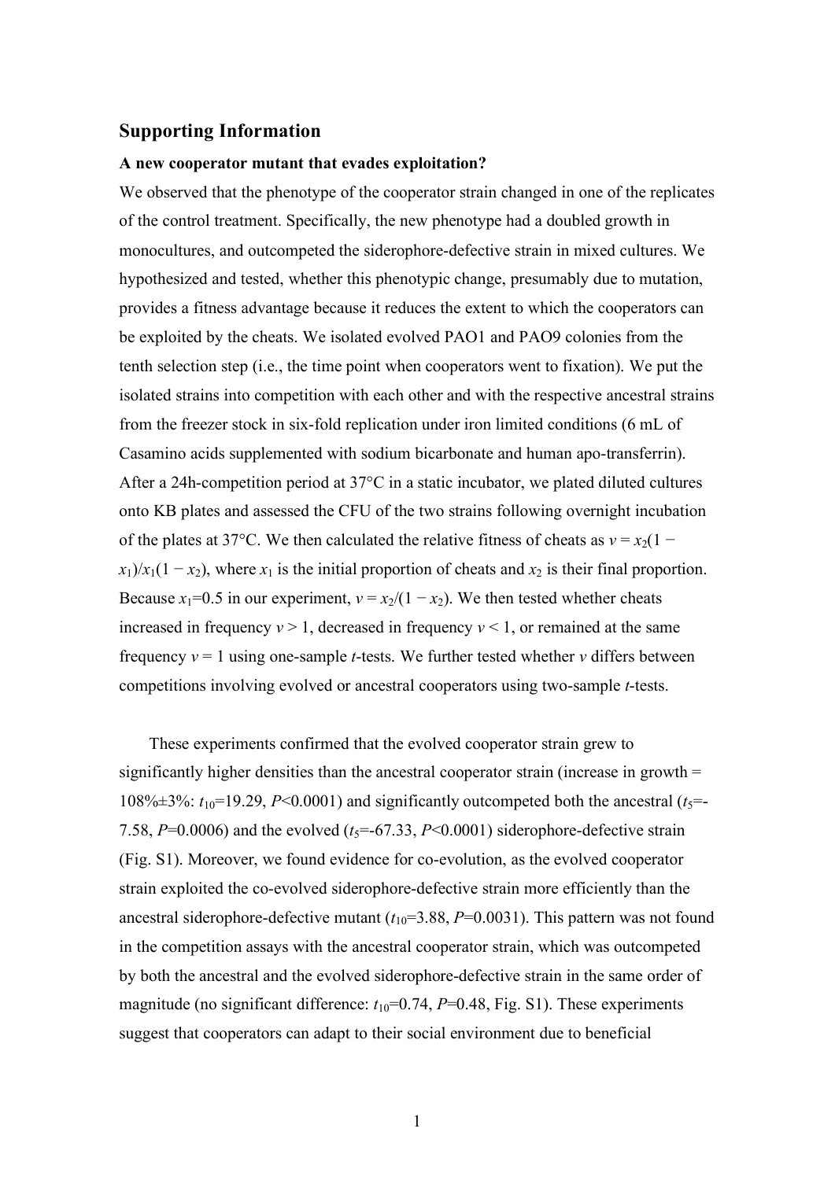## Supporting Information

**A new cooperator mutant that evades exploitation?**

We observed that the phenotype of the cooperator strain changed in one of the replicates of the control treatment. Specifically, the new phenotype had a doubled growth in monocultures, and outcompeted the siderophore-defective strain in mixed cultures. We hypothesized and tested, whether this phenotypic change, presumably due to mutation, provides a fitness advantage because it reduces the extent to which the cooperators can be exploited by the cheats. We isolated evolved PAO1 and PAO9 colonies from the tenth selection step (i.e., the time point when cooperators went to fixation). We put the isolated strains into competition with each other and with the respective ancestral strains from the freezer stock in six-fold replication under iron limited conditions (6 mL of Casamino acids supplemented with sodium bicarbonate and human apo-transferrin). After a 24h-competition period at 37°C in a static incubator, we plated diluted cultures onto KB plates and assessed the CFU of the two strains following overnight incubation of the plates at 37°C. We then calculated the relative fitness of cheats as $v = x_2(1 - x_1)/x_1(1 - x_2)$, where $x_1$ is the initial proportion of cheats and $x_2$ is their final proportion. Because $x_1$=0.5 in our experiment, $v = x_2/(1 - x_2)$. We then tested whether cheats increased in frequency $v > 1$, decreased in frequency $v < 1$, or remained at the same frequency $v = 1$ using one-sample *t*-tests. We further tested whether $v$ differs between competitions involving evolved or ancestral cooperators using two-sample *t*-tests.

These experiments confirmed that the evolved cooperator strain grew to significantly higher densities than the ancestral cooperator strain (increase in growth = 108%±3%: $t_{10}$=19.29, $P$<0.0001) and significantly outcompeted both the ancestral ($t_5$=-7.58, $P$=0.0006) and the evolved ($t_5$=-67.33, $P$<0.0001) siderophore-defective strain (Fig. S1). Moreover, we found evidence for co-evolution, as the evolved cooperator strain exploited the co-evolved siderophore-defective strain more efficiently than the ancestral siderophore-defective mutant ($t_{10}$=3.88, $P$=0.0031). This pattern was not found in the competition assays with the ancestral cooperator strain, which was outcompeted by both the ancestral and the evolved siderophore-defective strain in the same order of magnitude (no significant difference: $t_{10}$=0.74, $P$=0.48, Fig. S1). These experiments suggest that cooperators can adapt to their social environment due to beneficial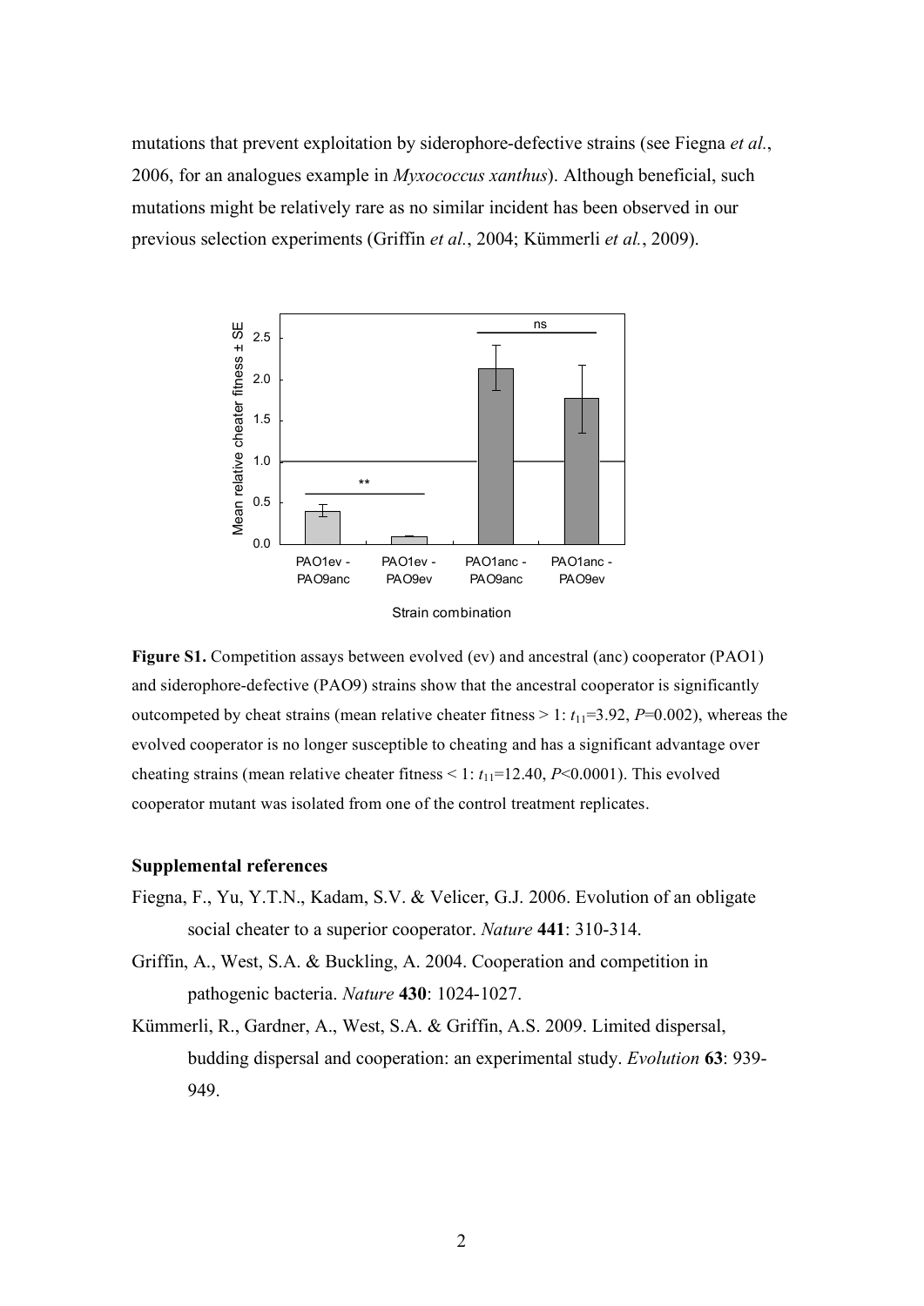mutations that prevent exploitation by siderophore-defective strains (see Fiegna *et al.*, 2006, for an analogues example in *Myxococcus xanthus*). Although beneficial, such mutations might be relatively rare as no similar incident has been observed in our previous selection experiments (Griffin *et al.*, 2004; Kümmerli *et al.*, 2009).

Mean relative cheater fitness ± SE

2.5
2.0
1.5
1.0
0.5
0.0

ns

**

PAO1ev - PAO9anc
PAO1ev - PAO9ev
PAO1anc - PAO9anc
PAO1anc - PAO9ev

Strain combination

**Figure S1.** Competition assays between evolved (ev) and ancestral (anc) cooperator (PAO1) and siderophore-defective (PAO9) strains show that the ancestral cooperator is significantly outcompeted by cheat strains (mean relative cheater fitness > 1: $t_{11}$=3.92, $P$=0.002), whereas the evolved cooperator is no longer susceptible to cheating and has a significant advantage over cheating strains (mean relative cheater fitness < 1: $t_{11}$=12.40, $P$<0.0001). This evolved cooperator mutant was isolated from one of the control treatment replicates.

### Supplemental references

Fiegna, F., Yu, Y.T.N., Kadam, S.V. & Velicer, G.J. 2006. Evolution of an obligate social cheater to a superior cooperator. *Nature* **441**: 310-314.

Griffin, A., West, S.A. & Buckling, A. 2004. Cooperation and competition in pathogenic bacteria. *Nature* **430**: 1024-1027.

Kümmerli, R., Gardner, A., West, S.A. & Griffin, A.S. 2009. Limited dispersal, budding dispersal and cooperation: an experimental study. *Evolution* **63**: 939-949.